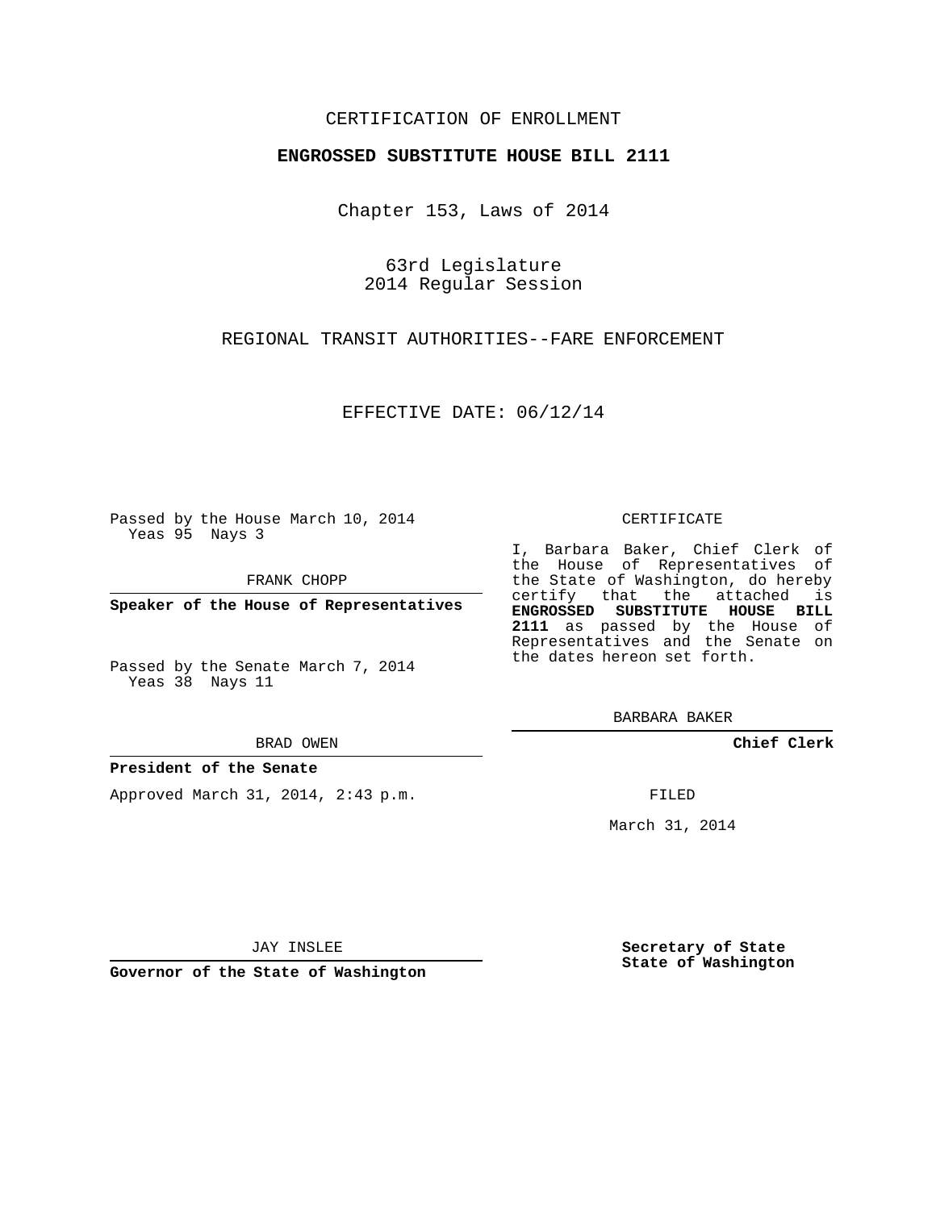CERTIFICATION OF ENROLLMENT

**ENGROSSED SUBSTITUTE HOUSE BILL 2111**

Chapter 153, Laws of 2014

63rd Legislature
2014 Regular Session

REGIONAL TRANSIT AUTHORITIES--FARE ENFORCEMENT

EFFECTIVE DATE: 06/12/14

Passed by the House March 10, 2014
Yeas 95 Nays 3

FRANK CHOPP

**Speaker of the House of Representatives**

Passed by the Senate March 7, 2014
Yeas 38 Nays 11

BRAD OWEN

**President of the Senate**

Approved March 31, 2014, 2:43 p.m.

JAY INSLEE

**Governor of the State of Washington**

CERTIFICATE

I, Barbara Baker, Chief Clerk of the House of Representatives of the State of Washington, do hereby certify that the attached is **ENGROSSED SUBSTITUTE HOUSE BILL 2111** as passed by the House of Representatives and the Senate on the dates hereon set forth.

BARBARA BAKER

**Chief Clerk**

FILED

March 31, 2014

**Secretary of State**
**State of Washington**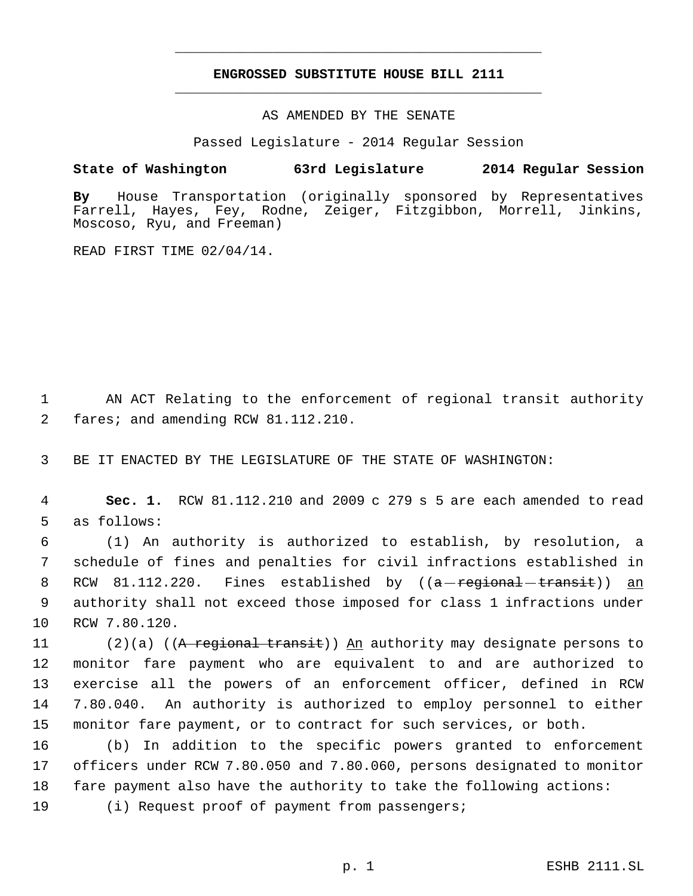# ENGROSSED SUBSTITUTE HOUSE BILL 2111

AS AMENDED BY THE SENATE

Passed Legislature - 2014 Regular Session

**State of Washington 63rd Legislature 2014 Regular Session**

**By** House Transportation (originally sponsored by Representatives Farrell, Hayes, Fey, Rodne, Zeiger, Fitzgibbon, Morrell, Jinkins, Moscoso, Ryu, and Freeman)

READ FIRST TIME 02/04/14.

1 AN ACT Relating to the enforcement of regional transit authority
2 fares; and amending RCW 81.112.210.

3 BE IT ENACTED BY THE LEGISLATURE OF THE STATE OF WASHINGTON:

4 **Sec. 1.** RCW 81.112.210 and 2009 c 279 s 5 are each amended to read
5 as follows:

6 (1) An authority is authorized to establish, by resolution, a
7 schedule of fines and penalties for civil infractions established in
8 RCW 81.112.220. Fines established by ((~~a regional transit~~)) <u>an</u>
9 authority shall not exceed those imposed for class 1 infractions under
10 RCW 7.80.120.

11 (2)(a) ((~~A regional transit~~)) <u>An</u> authority may designate persons to
12 monitor fare payment who are equivalent to and are authorized to
13 exercise all the powers of an enforcement officer, defined in RCW
14 7.80.040. An authority is authorized to employ personnel to either
15 monitor fare payment, or to contract for such services, or both.

16 (b) In addition to the specific powers granted to enforcement
17 officers under RCW 7.80.050 and 7.80.060, persons designated to monitor
18 fare payment also have the authority to take the following actions:

19 (i) Request proof of payment from passengers;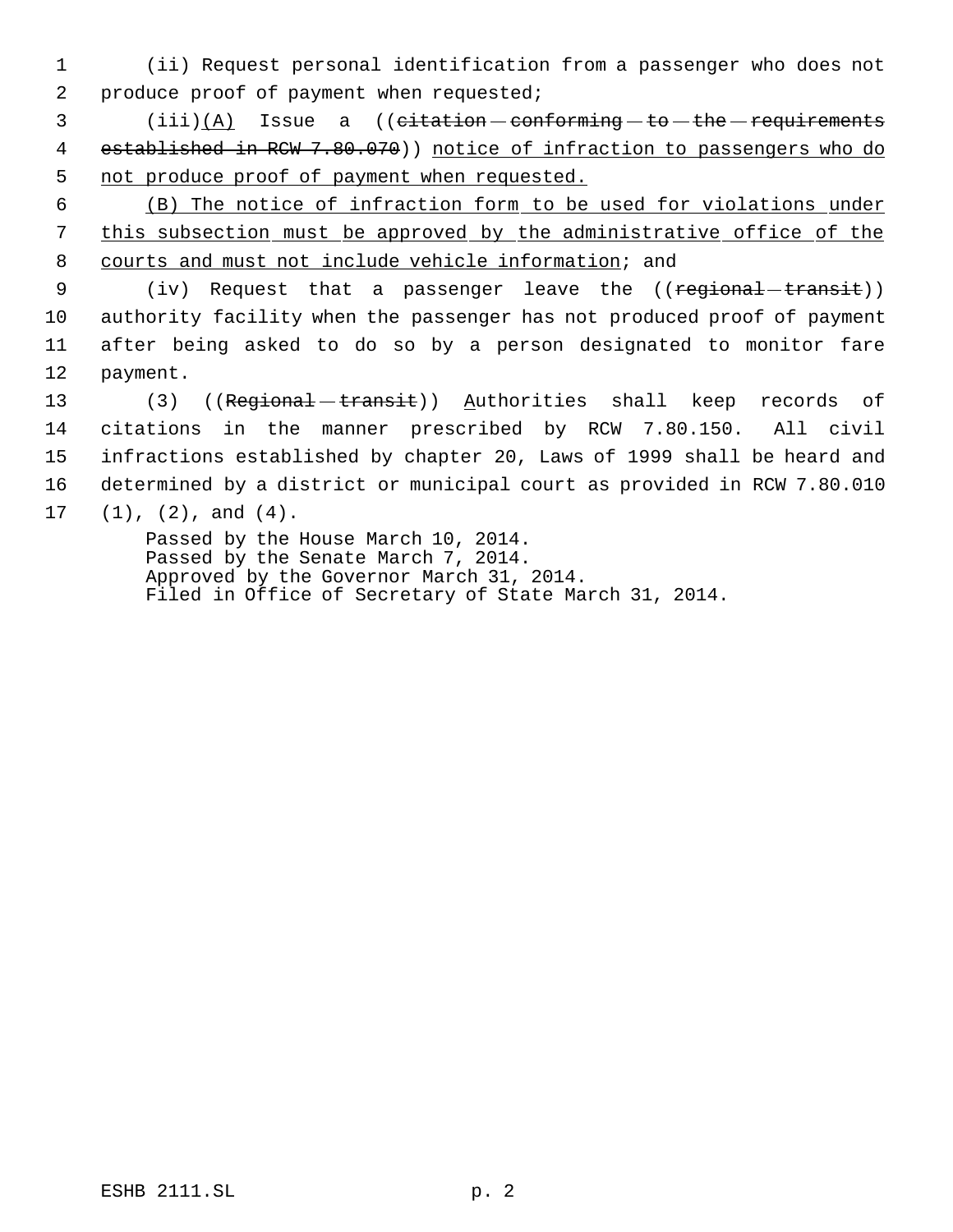(ii) Request personal identification from a passenger who does not produce proof of payment when requested;

(iii)(A) Issue a ((~~citation conforming to the requirements established in RCW 7.80.070~~)) notice of infraction to passengers who do not produce proof of payment when requested.

(B) The notice of infraction form to be used for violations under this subsection must be approved by the administrative office of the courts and must not include vehicle information; and

(iv) Request that a passenger leave the ((~~regional transit~~)) authority facility when the passenger has not produced proof of payment after being asked to do so by a person designated to monitor fare payment.

(3) ((~~Regional transit~~)) Authorities shall keep records of citations in the manner prescribed by RCW 7.80.150. All civil infractions established by chapter 20, Laws of 1999 shall be heard and determined by a district or municipal court as provided in RCW 7.80.010 (1), (2), and (4).

Passed by the House March 10, 2014.
Passed by the Senate March 7, 2014.
Approved by the Governor March 31, 2014.
Filed in Office of Secretary of State March 31, 2014.